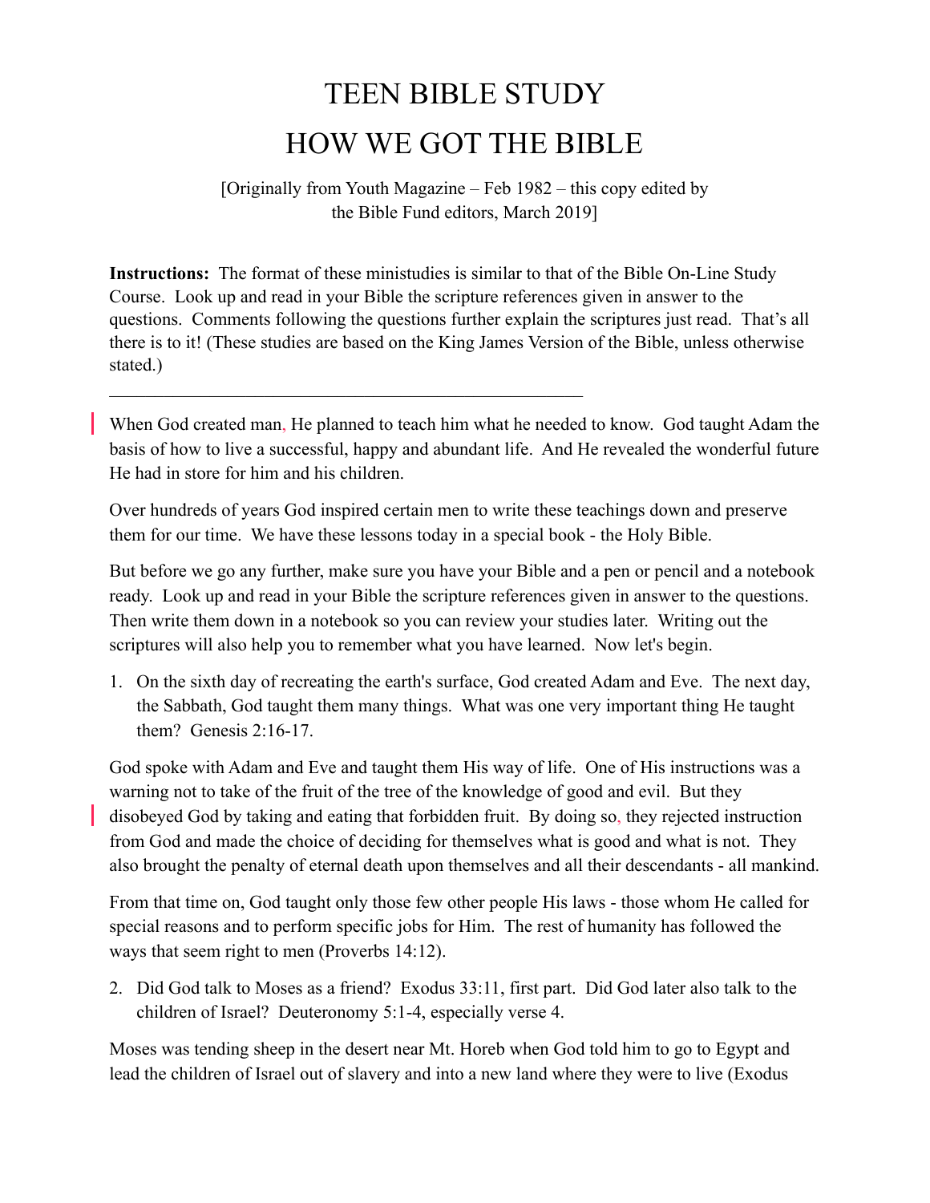# TEEN BIBLE STUDY

# HOW WE GOT THE BIBLE

[Originally from Youth Magazine – Feb 1982 – this copy edited by the Bible Fund editors, March 2019]

**Instructions:** The format of these ministudies is similar to that of the Bible On-Line Study Course. Look up and read in your Bible the scripture references given in answer to the questions. Comments following the questions further explain the scriptures just read. That's all there is to it! (These studies are based on the King James Version of the Bible, unless otherwise stated.)

---

When God created man, He planned to teach him what he needed to know. God taught Adam the basis of how to live a successful, happy and abundant life. And He revealed the wonderful future He had in store for him and his children.

Over hundreds of years God inspired certain men to write these teachings down and preserve them for our time. We have these lessons today in a special book - the Holy Bible.

But before we go any further, make sure you have your Bible and a pen or pencil and a notebook ready. Look up and read in your Bible the scripture references given in answer to the questions. Then write them down in a notebook so you can review your studies later. Writing out the scriptures will also help you to remember what you have learned. Now let's begin.

1. On the sixth day of recreating the earth's surface, God created Adam and Eve. The next day, the Sabbath, God taught them many things. What was one very important thing He taught them? Genesis 2:16-17.

God spoke with Adam and Eve and taught them His way of life. One of His instructions was a warning not to take of the fruit of the tree of the knowledge of good and evil. But they disobeyed God by taking and eating that forbidden fruit. By doing so, they rejected instruction from God and made the choice of deciding for themselves what is good and what is not. They also brought the penalty of eternal death upon themselves and all their descendants - all mankind.

From that time on, God taught only those few other people His laws - those whom He called for special reasons and to perform specific jobs for Him. The rest of humanity has followed the ways that seem right to men (Proverbs 14:12).

2. Did God talk to Moses as a friend? Exodus 33:11, first part. Did God later also talk to the children of Israel? Deuteronomy 5:1-4, especially verse 4.

Moses was tending sheep in the desert near Mt. Horeb when God told him to go to Egypt and lead the children of Israel out of slavery and into a new land where they were to live (Exodus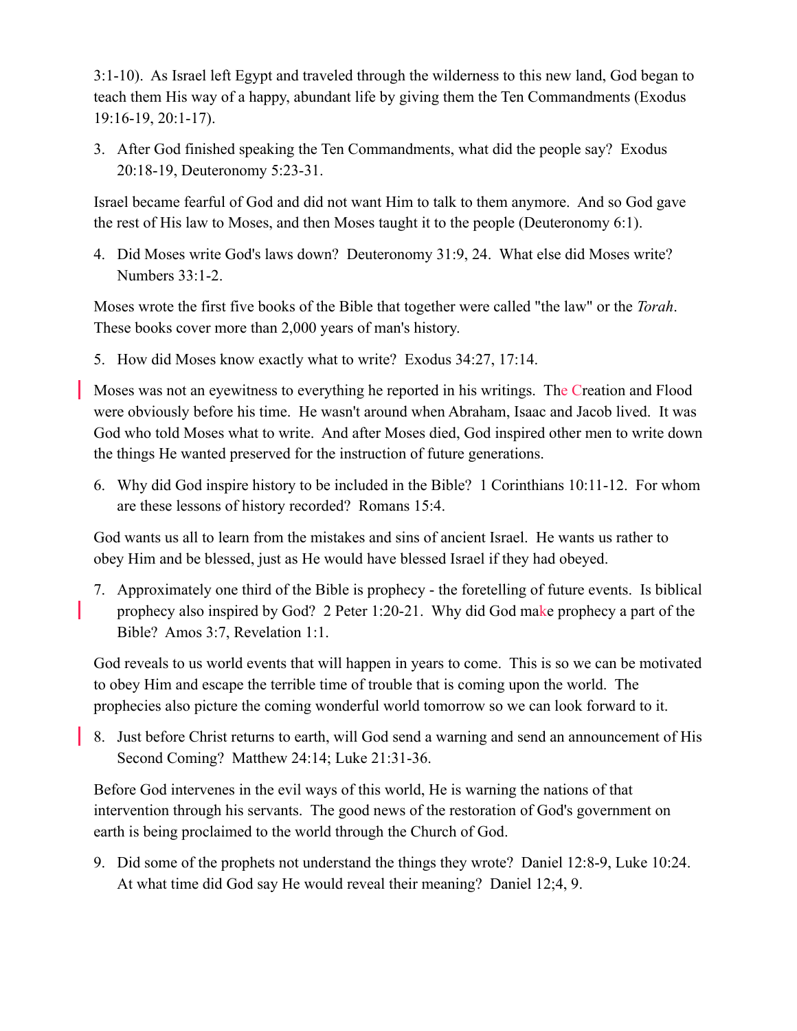3:1-10). As Israel left Egypt and traveled through the wilderness to this new land, God began to teach them His way of a happy, abundant life by giving them the Ten Commandments (Exodus 19:16-19, 20:1-17).

3. After God finished speaking the Ten Commandments, what did the people say? Exodus 20:18-19, Deuteronomy 5:23-31.

Israel became fearful of God and did not want Him to talk to them anymore. And so God gave the rest of His law to Moses, and then Moses taught it to the people (Deuteronomy 6:1).

4. Did Moses write God's laws down? Deuteronomy 31:9, 24. What else did Moses write? Numbers 33:1-2.

Moses wrote the first five books of the Bible that together were called "the law" or the *Torah*. These books cover more than 2,000 years of man's history.

5. How did Moses know exactly what to write? Exodus 34:27, 17:14.

Moses was not an eyewitness to everything he reported in his writings. The Creation and Flood were obviously before his time. He wasn't around when Abraham, Isaac and Jacob lived. It was God who told Moses what to write. And after Moses died, God inspired other men to write down the things He wanted preserved for the instruction of future generations.

6. Why did God inspire history to be included in the Bible? 1 Corinthians 10:11-12. For whom are these lessons of history recorded? Romans 15:4.

God wants us all to learn from the mistakes and sins of ancient Israel. He wants us rather to obey Him and be blessed, just as He would have blessed Israel if they had obeyed.

7. Approximately one third of the Bible is prophecy - the foretelling of future events. Is biblical prophecy also inspired by God? 2 Peter 1:20-21. Why did God make prophecy a part of the Bible? Amos 3:7, Revelation 1:1.

God reveals to us world events that will happen in years to come. This is so we can be motivated to obey Him and escape the terrible time of trouble that is coming upon the world. The prophecies also picture the coming wonderful world tomorrow so we can look forward to it.

8. Just before Christ returns to earth, will God send a warning and send an announcement of His Second Coming? Matthew 24:14; Luke 21:31-36.

Before God intervenes in the evil ways of this world, He is warning the nations of that intervention through his servants. The good news of the restoration of God's government on earth is being proclaimed to the world through the Church of God.

9. Did some of the prophets not understand the things they wrote? Daniel 12:8-9, Luke 10:24. At what time did God say He would reveal their meaning? Daniel 12;4, 9.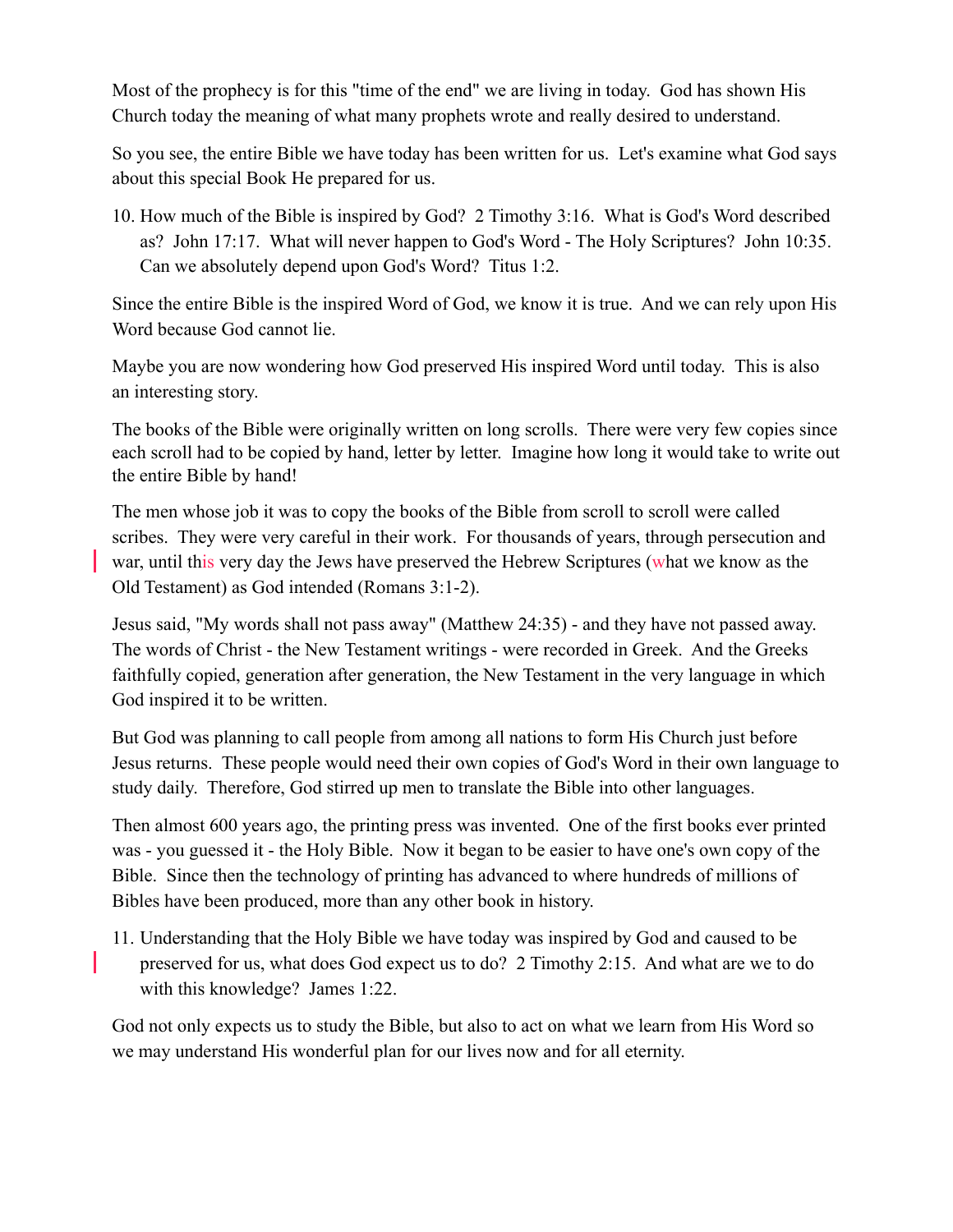Most of the prophecy is for this "time of the end" we are living in today. God has shown His Church today the meaning of what many prophets wrote and really desired to understand.

So you see, the entire Bible we have today has been written for us. Let's examine what God says about this special Book He prepared for us.

10. How much of the Bible is inspired by God? 2 Timothy 3:16. What is God's Word described as? John 17:17. What will never happen to God's Word - The Holy Scriptures? John 10:35. Can we absolutely depend upon God's Word? Titus 1:2.

Since the entire Bible is the inspired Word of God, we know it is true. And we can rely upon His Word because God cannot lie.

Maybe you are now wondering how God preserved His inspired Word until today. This is also an interesting story.

The books of the Bible were originally written on long scrolls. There were very few copies since each scroll had to be copied by hand, letter by letter. Imagine how long it would take to write out the entire Bible by hand!

The men whose job it was to copy the books of the Bible from scroll to scroll were called scribes. They were very careful in their work. For thousands of years, through persecution and war, until this very day the Jews have preserved the Hebrew Scriptures (what we know as the Old Testament) as God intended (Romans 3:1-2).

Jesus said, "My words shall not pass away" (Matthew 24:35) - and they have not passed away. The words of Christ - the New Testament writings - were recorded in Greek. And the Greeks faithfully copied, generation after generation, the New Testament in the very language in which God inspired it to be written.

But God was planning to call people from among all nations to form His Church just before Jesus returns. These people would need their own copies of God's Word in their own language to study daily. Therefore, God stirred up men to translate the Bible into other languages.

Then almost 600 years ago, the printing press was invented. One of the first books ever printed was - you guessed it - the Holy Bible. Now it began to be easier to have one's own copy of the Bible. Since then the technology of printing has advanced to where hundreds of millions of Bibles have been produced, more than any other book in history.

11. Understanding that the Holy Bible we have today was inspired by God and caused to be preserved for us, what does God expect us to do? 2 Timothy 2:15. And what are we to do with this knowledge? James 1:22.

God not only expects us to study the Bible, but also to act on what we learn from His Word so we may understand His wonderful plan for our lives now and for all eternity.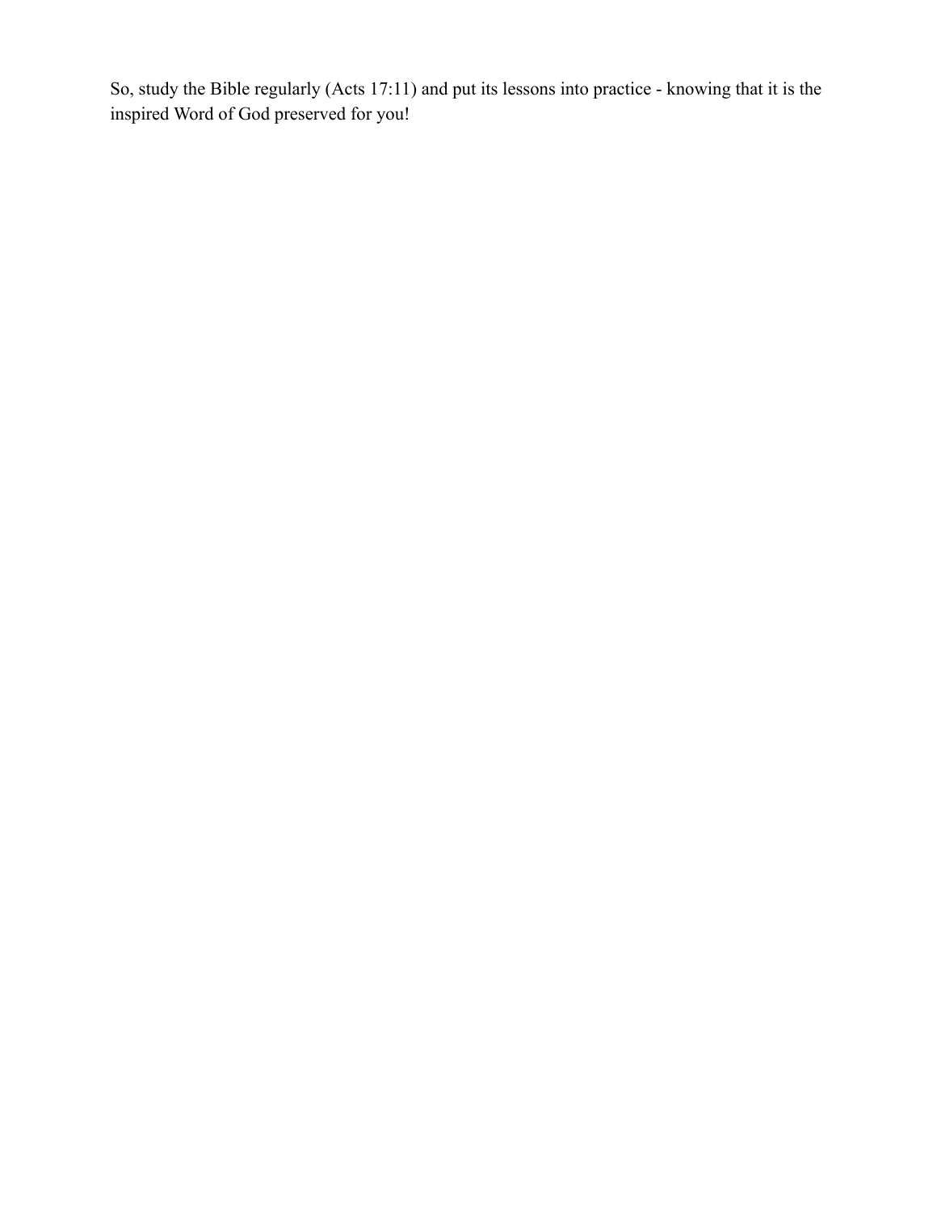So, study the Bible regularly (Acts 17:11) and put its lessons into practice - knowing that it is the inspired Word of God preserved for you!